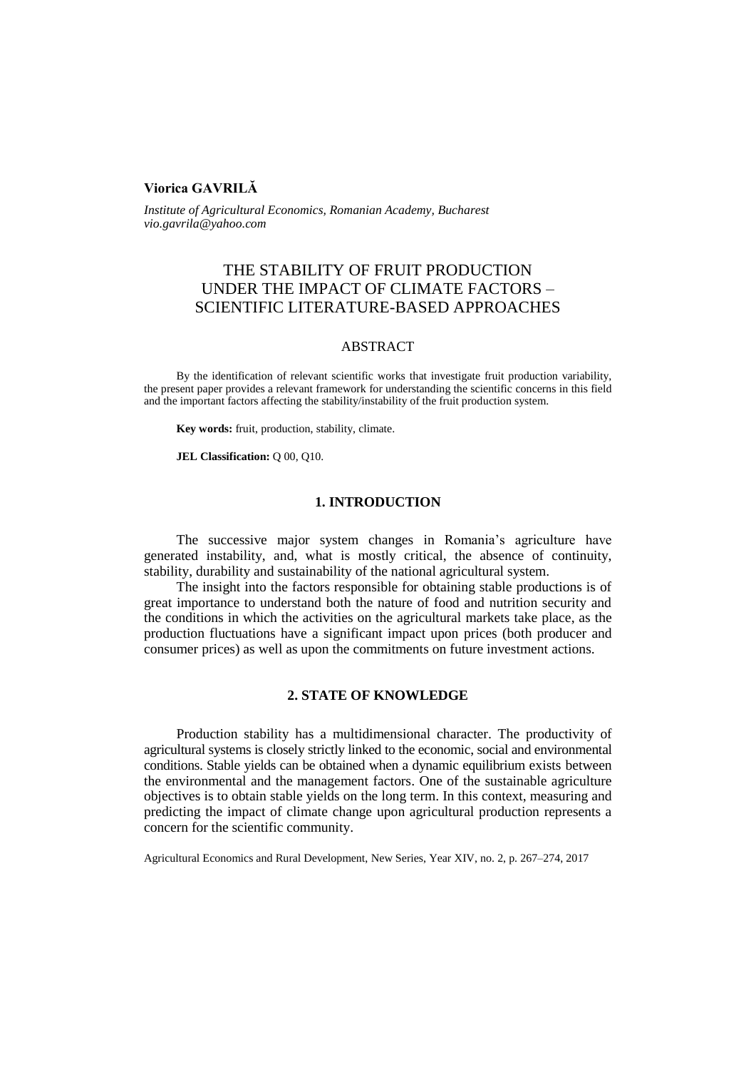**Viorica GAVRILĂ**

*Institute of Agricultural Economics, Romanian Academy, Bucharest*
*vio.gavrila@yahoo.com*

# THE STABILITY OF FRUIT PRODUCTION UNDER THE IMPACT OF CLIMATE FACTORS – SCIENTIFIC LITERATURE-BASED APPROACHES

## ABSTRACT

By the identification of relevant scientific works that investigate fruit production variability, the present paper provides a relevant framework for understanding the scientific concerns in this field and the important factors affecting the stability/instability of the fruit production system.

**Key words:** fruit, production, stability, climate.

**JEL Classification:** Q 00, Q10.

## 1. INTRODUCTION

The successive major system changes in Romania's agriculture have generated instability, and, what is mostly critical, the absence of continuity, stability, durability and sustainability of the national agricultural system.

The insight into the factors responsible for obtaining stable productions is of great importance to understand both the nature of food and nutrition security and the conditions in which the activities on the agricultural markets take place, as the production fluctuations have a significant impact upon prices (both producer and consumer prices) as well as upon the commitments on future investment actions.

## 2. STATE OF KNOWLEDGE

Production stability has a multidimensional character. The productivity of agricultural systems is closely strictly linked to the economic, social and environmental conditions. Stable yields can be obtained when a dynamic equilibrium exists between the environmental and the management factors. One of the sustainable agriculture objectives is to obtain stable yields on the long term. In this context, measuring and predicting the impact of climate change upon agricultural production represents a concern for the scientific community.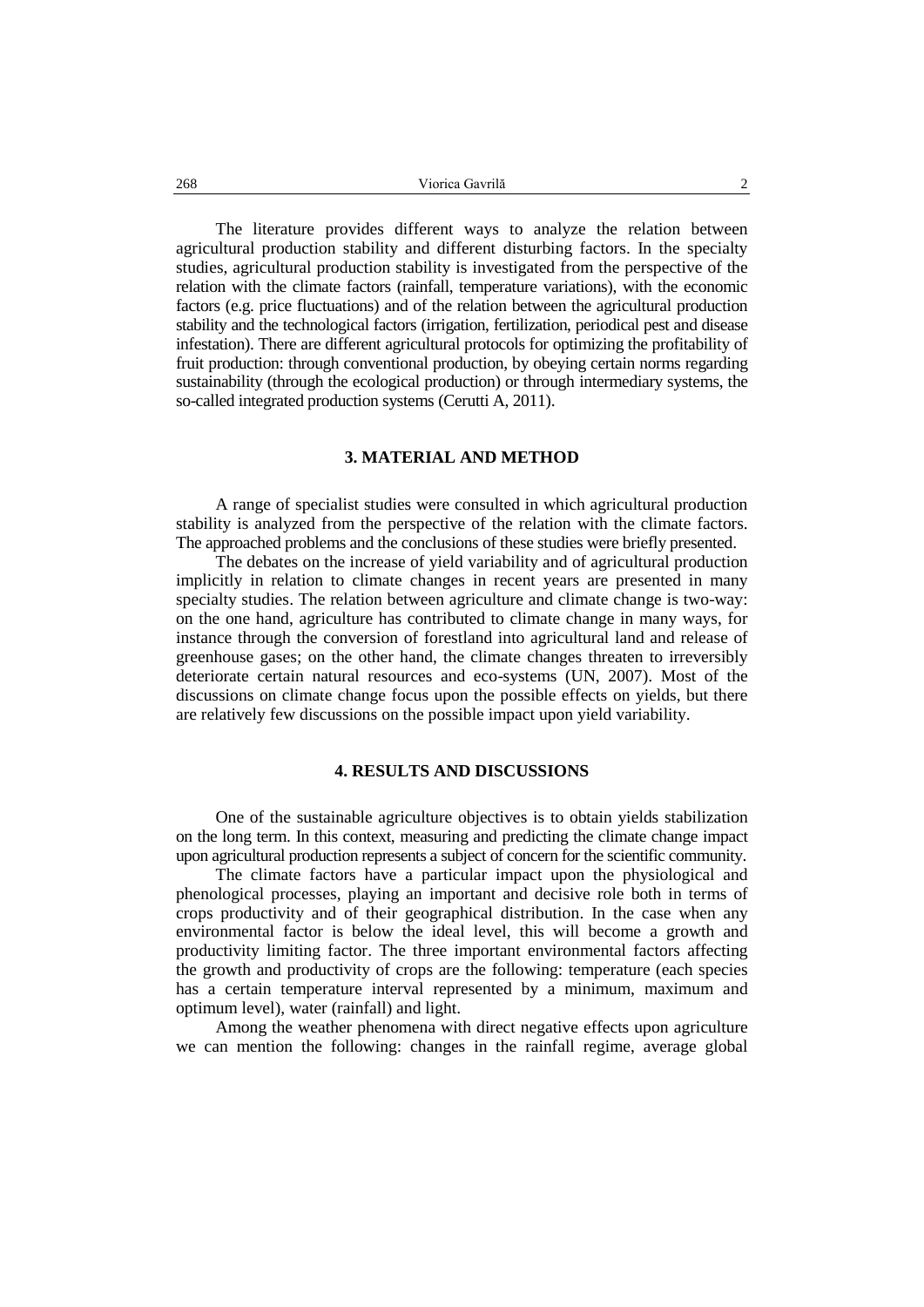The literature provides different ways to analyze the relation between agricultural production stability and different disturbing factors. In the specialty studies, agricultural production stability is investigated from the perspective of the relation with the climate factors (rainfall, temperature variations), with the economic factors (e.g. price fluctuations) and of the relation between the agricultural production stability and the technological factors (irrigation, fertilization, periodical pest and disease infestation). There are different agricultural protocols for optimizing the profitability of fruit production: through conventional production, by obeying certain norms regarding sustainability (through the ecological production) or through intermediary systems, the so-called integrated production systems (Cerutti A, 2011).

## 3. MATERIAL AND METHOD

A range of specialist studies were consulted in which agricultural production stability is analyzed from the perspective of the relation with the climate factors. The approached problems and the conclusions of these studies were briefly presented.

The debates on the increase of yield variability and of agricultural production implicitly in relation to climate changes in recent years are presented in many specialty studies. The relation between agriculture and climate change is two-way: on the one hand, agriculture has contributed to climate change in many ways, for instance through the conversion of forestland into agricultural land and release of greenhouse gases; on the other hand, the climate changes threaten to irreversibly deteriorate certain natural resources and eco-systems (UN, 2007). Most of the discussions on climate change focus upon the possible effects on yields, but there are relatively few discussions on the possible impact upon yield variability.

## 4. RESULTS AND DISCUSSIONS

One of the sustainable agriculture objectives is to obtain yields stabilization on the long term. In this context, measuring and predicting the climate change impact upon agricultural production represents a subject of concern for the scientific community.

The climate factors have a particular impact upon the physiological and phenological processes, playing an important and decisive role both in terms of crops productivity and of their geographical distribution. In the case when any environmental factor is below the ideal level, this will become a growth and productivity limiting factor. The three important environmental factors affecting the growth and productivity of crops are the following: temperature (each species has a certain temperature interval represented by a minimum, maximum and optimum level), water (rainfall) and light.

Among the weather phenomena with direct negative effects upon agriculture we can mention the following: changes in the rainfall regime, average global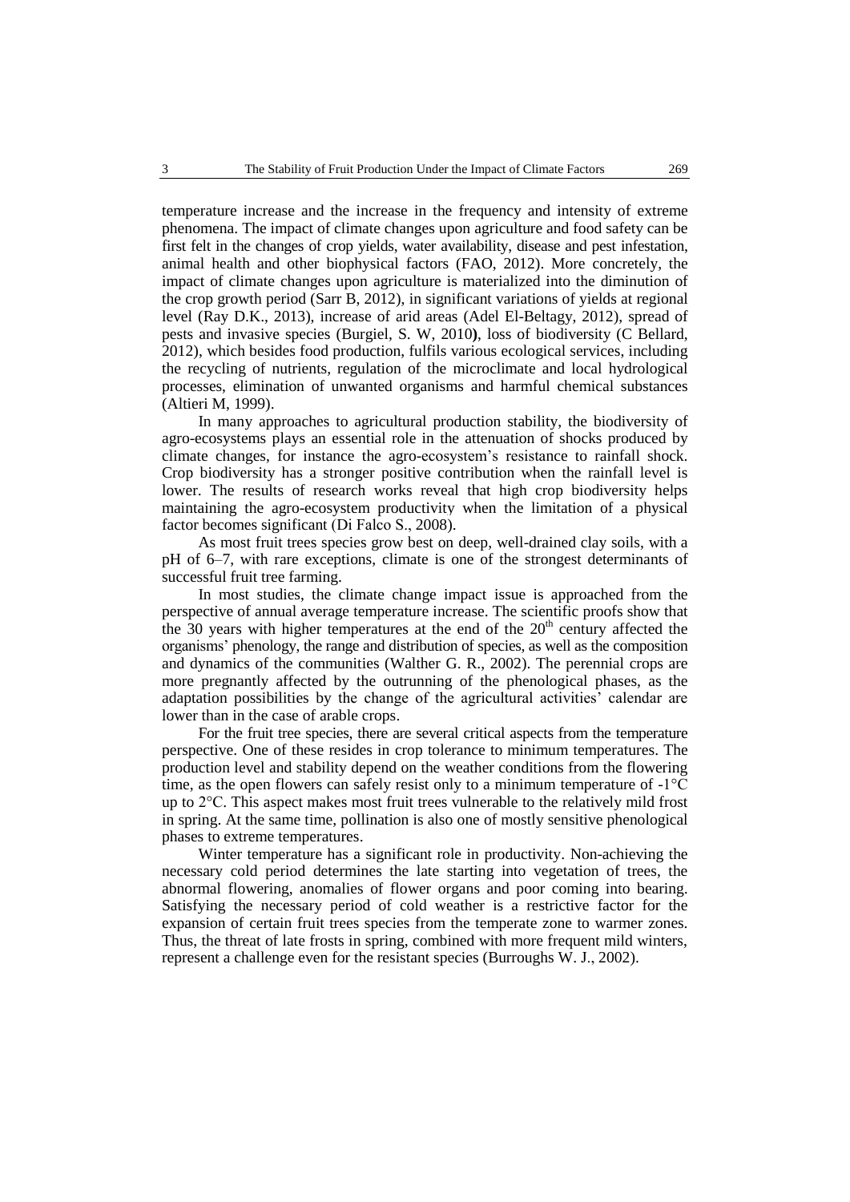temperature increase and the increase in the frequency and intensity of extreme phenomena. The impact of climate changes upon agriculture and food safety can be first felt in the changes of crop yields, water availability, disease and pest infestation, animal health and other biophysical factors (FAO, 2012). More concretely, the impact of climate changes upon agriculture is materialized into the diminution of the crop growth period (Sarr B, 2012), in significant variations of yields at regional level (Ray D.K., 2013), increase of arid areas (Adel El-Beltagy, 2012), spread of pests and invasive species (Burgiel, S. W, 2010**)**, loss of biodiversity (C Bellard, 2012), which besides food production, fulfils various ecological services, including the recycling of nutrients, regulation of the microclimate and local hydrological processes, elimination of unwanted organisms and harmful chemical substances (Altieri M, 1999).

In many approaches to agricultural production stability, the biodiversity of agro-ecosystems plays an essential role in the attenuation of shocks produced by climate changes, for instance the agro-ecosystem's resistance to rainfall shock. Crop biodiversity has a stronger positive contribution when the rainfall level is lower. The results of research works reveal that high crop biodiversity helps maintaining the agro-ecosystem productivity when the limitation of a physical factor becomes significant (Di Falco S., 2008).

As most fruit trees species grow best on deep, well-drained clay soils, with a pH of 6–7, with rare exceptions, climate is one of the strongest determinants of successful fruit tree farming.

In most studies, the climate change impact issue is approached from the perspective of annual average temperature increase. The scientific proofs show that the 30 years with higher temperatures at the end of the 20$^{th}$ century affected the organisms' phenology, the range and distribution of species, as well as the composition and dynamics of the communities (Walther G. R., 2002). The perennial crops are more pregnantly affected by the outrunning of the phenological phases, as the adaptation possibilities by the change of the agricultural activities' calendar are lower than in the case of arable crops.

For the fruit tree species, there are several critical aspects from the temperature perspective. One of these resides in crop tolerance to minimum temperatures. The production level and stability depend on the weather conditions from the flowering time, as the open flowers can safely resist only to a minimum temperature of -1°C up to 2°C. This aspect makes most fruit trees vulnerable to the relatively mild frost in spring. At the same time, pollination is also one of mostly sensitive phenological phases to extreme temperatures.

Winter temperature has a significant role in productivity. Non-achieving the necessary cold period determines the late starting into vegetation of trees, the abnormal flowering, anomalies of flower organs and poor coming into bearing. Satisfying the necessary period of cold weather is a restrictive factor for the expansion of certain fruit trees species from the temperate zone to warmer zones. Thus, the threat of late frosts in spring, combined with more frequent mild winters, represent a challenge even for the resistant species (Burroughs W. J., 2002).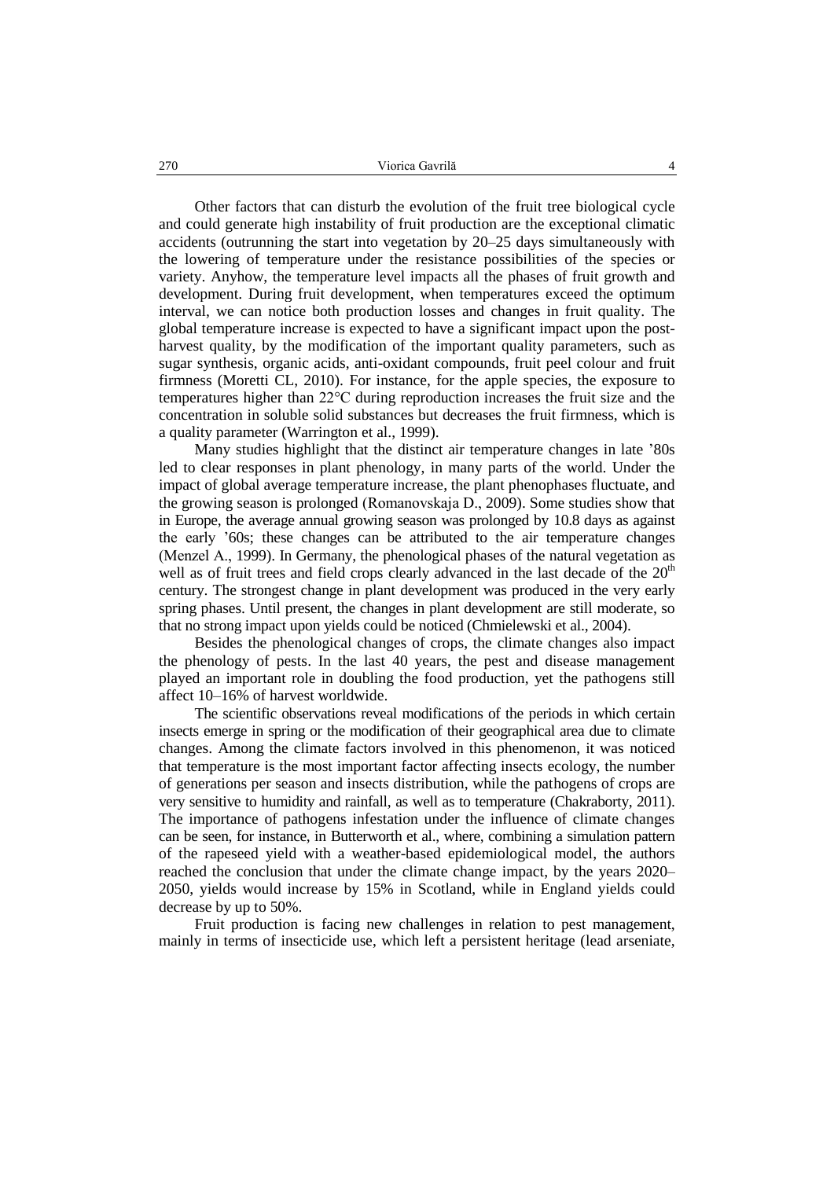Other factors that can disturb the evolution of the fruit tree biological cycle and could generate high instability of fruit production are the exceptional climatic accidents (outrunning the start into vegetation by 20–25 days simultaneously with the lowering of temperature under the resistance possibilities of the species or variety. Anyhow, the temperature level impacts all the phases of fruit growth and development. During fruit development, when temperatures exceed the optimum interval, we can notice both production losses and changes in fruit quality. The global temperature increase is expected to have a significant impact upon the post-harvest quality, by the modification of the important quality parameters, such as sugar synthesis, organic acids, anti-oxidant compounds, fruit peel colour and fruit firmness (Moretti CL, 2010). For instance, for the apple species, the exposure to temperatures higher than 22°C during reproduction increases the fruit size and the concentration in soluble solid substances but decreases the fruit firmness, which is a quality parameter (Warrington et al., 1999).

Many studies highlight that the distinct air temperature changes in late '80s led to clear responses in plant phenology, in many parts of the world. Under the impact of global average temperature increase, the plant phenophases fluctuate, and the growing season is prolonged (Romanovskaja D., 2009). Some studies show that in Europe, the average annual growing season was prolonged by 10.8 days as against the early '60s; these changes can be attributed to the air temperature changes (Menzel A., 1999). In Germany, the phenological phases of the natural vegetation as well as of fruit trees and field crops clearly advanced in the last decade of the 20th century. The strongest change in plant development was produced in the very early spring phases. Until present, the changes in plant development are still moderate, so that no strong impact upon yields could be noticed (Chmielewski et al., 2004).

Besides the phenological changes of crops, the climate changes also impact the phenology of pests. In the last 40 years, the pest and disease management played an important role in doubling the food production, yet the pathogens still affect 10–16% of harvest worldwide.

The scientific observations reveal modifications of the periods in which certain insects emerge in spring or the modification of their geographical area due to climate changes. Among the climate factors involved in this phenomenon, it was noticed that temperature is the most important factor affecting insects ecology, the number of generations per season and insects distribution, while the pathogens of crops are very sensitive to humidity and rainfall, as well as to temperature (Chakraborty, 2011). The importance of pathogens infestation under the influence of climate changes can be seen, for instance, in Butterworth et al., where, combining a simulation pattern of the rapeseed yield with a weather-based epidemiological model, the authors reached the conclusion that under the climate change impact, by the years 2020–2050, yields would increase by 15% in Scotland, while in England yields could decrease by up to 50%.

Fruit production is facing new challenges in relation to pest management, mainly in terms of insecticide use, which left a persistent heritage (lead arseniate,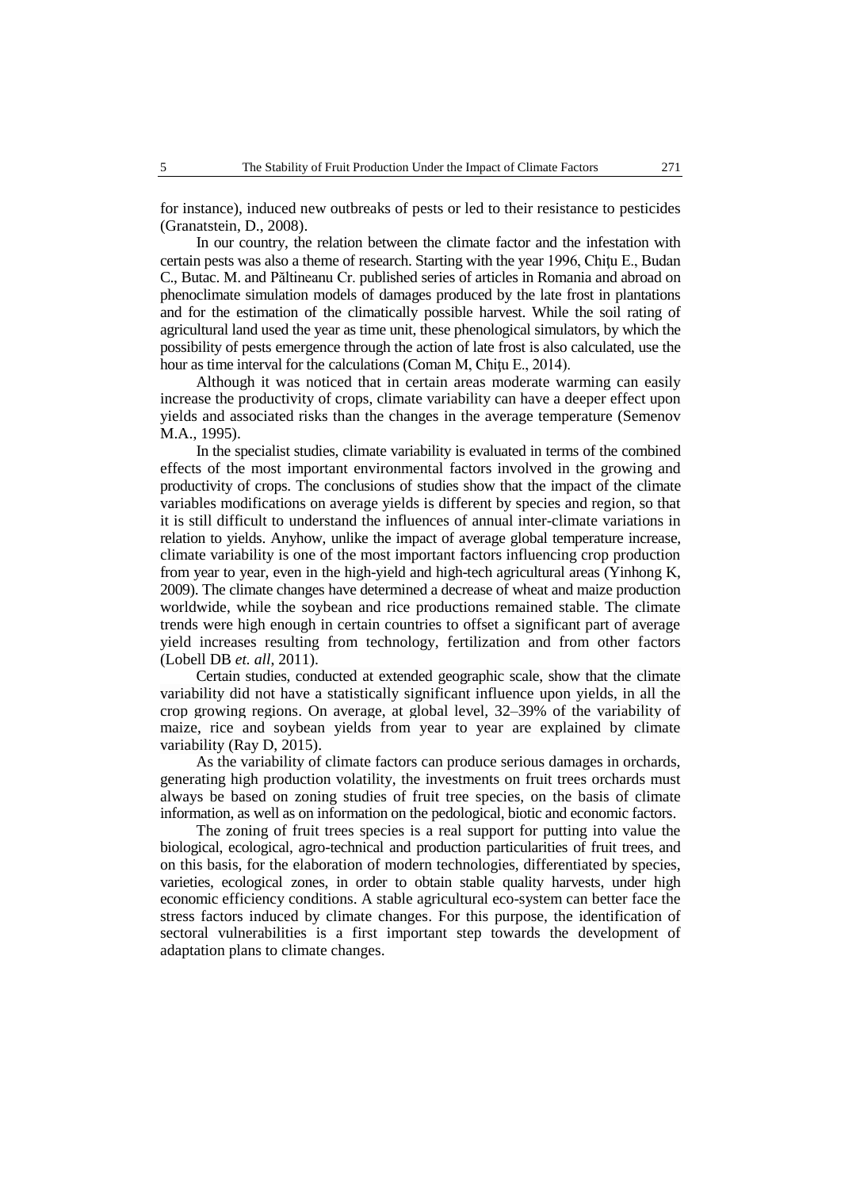for instance), induced new outbreaks of pests or led to their resistance to pesticides (Granatstein, D., 2008).

In our country, the relation between the climate factor and the infestation with certain pests was also a theme of research. Starting with the year 1996, Chiţu E., Budan C., Butac. M. and Păltineanu Cr. published series of articles in Romania and abroad on phenoclimate simulation models of damages produced by the late frost in plantations and for the estimation of the climatically possible harvest. While the soil rating of agricultural land used the year as time unit, these phenological simulators, by which the possibility of pests emergence through the action of late frost is also calculated, use the hour as time interval for the calculations (Coman M, Chiţu E., 2014).

Although it was noticed that in certain areas moderate warming can easily increase the productivity of crops, climate variability can have a deeper effect upon yields and associated risks than the changes in the average temperature (Semenov M.A., 1995).

In the specialist studies, climate variability is evaluated in terms of the combined effects of the most important environmental factors involved in the growing and productivity of crops. The conclusions of studies show that the impact of the climate variables modifications on average yields is different by species and region, so that it is still difficult to understand the influences of annual inter-climate variations in relation to yields. Anyhow, unlike the impact of average global temperature increase, climate variability is one of the most important factors influencing crop production from year to year, even in the high-yield and high-tech agricultural areas (Yinhong K, 2009). The climate changes have determined a decrease of wheat and maize production worldwide, while the soybean and rice productions remained stable. The climate trends were high enough in certain countries to offset a significant part of average yield increases resulting from technology, fertilization and from other factors (Lobell DB *et. all*, 2011).

Certain studies, conducted at extended geographic scale, show that the climate variability did not have a statistically significant influence upon yields, in all the crop growing regions. On average, at global level, 32–39% of the variability of maize, rice and soybean yields from year to year are explained by climate variability (Ray D, 2015).

As the variability of climate factors can produce serious damages in orchards, generating high production volatility, the investments on fruit trees orchards must always be based on zoning studies of fruit tree species, on the basis of climate information, as well as on information on the pedological, biotic and economic factors.

The zoning of fruit trees species is a real support for putting into value the biological, ecological, agro-technical and production particularities of fruit trees, and on this basis, for the elaboration of modern technologies, differentiated by species, varieties, ecological zones, in order to obtain stable quality harvests, under high economic efficiency conditions. A stable agricultural eco-system can better face the stress factors induced by climate changes. For this purpose, the identification of sectoral vulnerabilities is a first important step towards the development of adaptation plans to climate changes.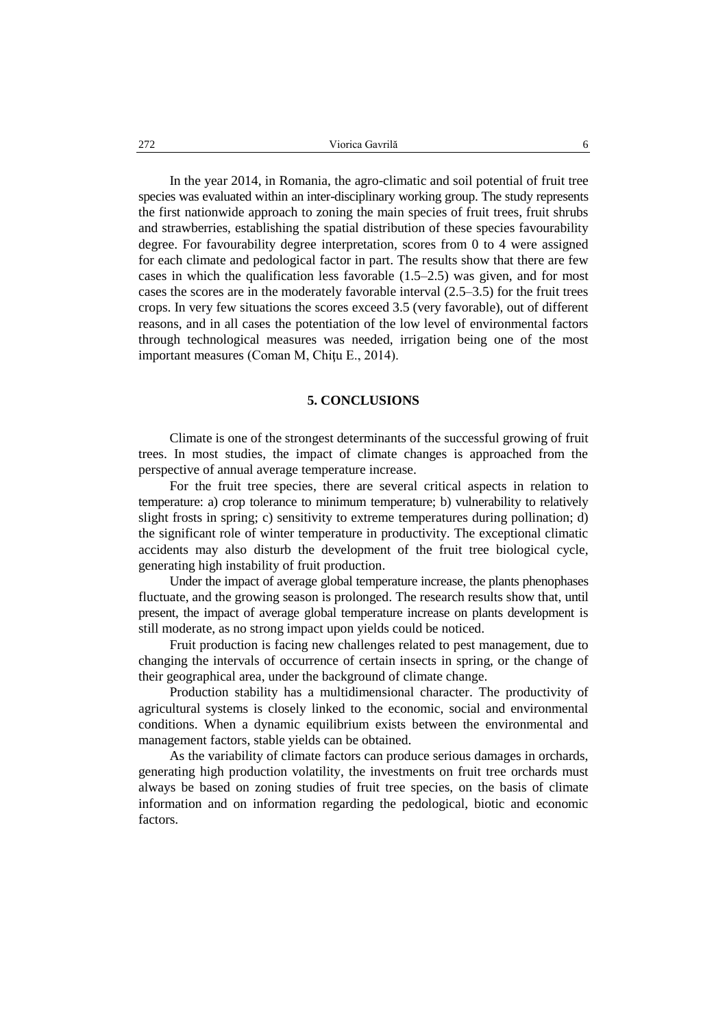In the year 2014, in Romania, the agro-climatic and soil potential of fruit tree species was evaluated within an inter-disciplinary working group. The study represents the first nationwide approach to zoning the main species of fruit trees, fruit shrubs and strawberries, establishing the spatial distribution of these species favourability degree. For favourability degree interpretation, scores from 0 to 4 were assigned for each climate and pedological factor in part. The results show that there are few cases in which the qualification less favorable (1.5–2.5) was given, and for most cases the scores are in the moderately favorable interval (2.5–3.5) for the fruit trees crops. In very few situations the scores exceed 3.5 (very favorable), out of different reasons, and in all cases the potentiation of the low level of environmental factors through technological measures was needed, irrigation being one of the most important measures (Coman M, Chițu E., 2014).

## 5. CONCLUSIONS

Climate is one of the strongest determinants of the successful growing of fruit trees. In most studies, the impact of climate changes is approached from the perspective of annual average temperature increase.

For the fruit tree species, there are several critical aspects in relation to temperature: a) crop tolerance to minimum temperature; b) vulnerability to relatively slight frosts in spring; c) sensitivity to extreme temperatures during pollination; d) the significant role of winter temperature in productivity. The exceptional climatic accidents may also disturb the development of the fruit tree biological cycle, generating high instability of fruit production.

Under the impact of average global temperature increase, the plants phenophases fluctuate, and the growing season is prolonged. The research results show that, until present, the impact of average global temperature increase on plants development is still moderate, as no strong impact upon yields could be noticed.

Fruit production is facing new challenges related to pest management, due to changing the intervals of occurrence of certain insects in spring, or the change of their geographical area, under the background of climate change.

Production stability has a multidimensional character. The productivity of agricultural systems is closely linked to the economic, social and environmental conditions. When a dynamic equilibrium exists between the environmental and management factors, stable yields can be obtained.

As the variability of climate factors can produce serious damages in orchards, generating high production volatility, the investments on fruit tree orchards must always be based on zoning studies of fruit tree species, on the basis of climate information and on information regarding the pedological, biotic and economic factors.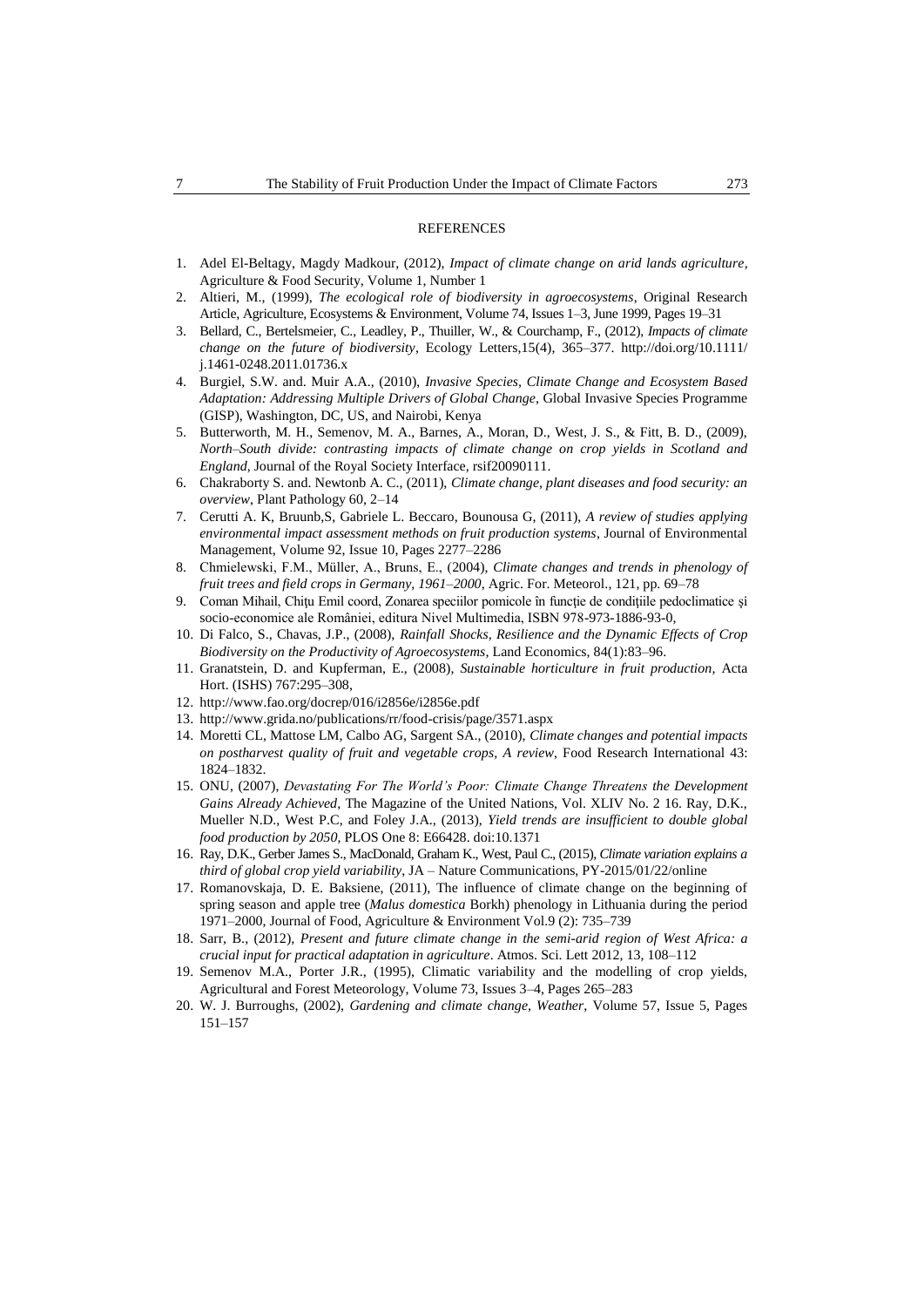## REFERENCES

1. Adel El-Beltagy, Magdy Madkour, (2012), *Impact of climate change on arid lands agriculture*, Agriculture & Food Security, Volume 1, Number 1
2. Altieri, M., (1999), *The ecological role of biodiversity in agroecosystems*, Original Research Article, Agriculture, Ecosystems & Environment, Volume 74, Issues 1–3, June 1999, Pages 19–31
3. Bellard, C., Bertelsmeier, C., Leadley, P., Thuiller, W., & Courchamp, F., (2012), *Impacts of climate change on the future of biodiversity*, Ecology Letters,15(4), 365–377. http://doi.org/10.1111/j.1461-0248.2011.01736.x
4. Burgiel, S.W. and. Muir A.A., (2010), *Invasive Species, Climate Change and Ecosystem Based Adaptation: Addressing Multiple Drivers of Global Change*, Global Invasive Species Programme (GISP), Washington, DC, US, and Nairobi, Kenya
5. Butterworth, M. H., Semenov, M. A., Barnes, A., Moran, D., West, J. S., & Fitt, B. D., (2009), *North–South divide: contrasting impacts of climate change on crop yields in Scotland and England*, Journal of the Royal Society Interface, rsif20090111.
6. Chakraborty S. and. Newtonb A. C., (2011), *Climate change, plant diseases and food security: an overview*, Plant Pathology 60, 2–14
7. Cerutti A. K, Bruunb,S, Gabriele L. Beccaro, Bounousa G, (2011), *A review of studies applying environmental impact assessment methods on fruit production systems*, Journal of Environmental Management, Volume 92, Issue 10, Pages 2277–2286
8. Chmielewski, F.M., Müller, A., Bruns, E., (2004), *Climate changes and trends in phenology of fruit trees and field crops in Germany, 1961–2000*, Agric. For. Meteorol., 121, pp. 69–78
9. Coman Mihail, Chiţu Emil coord, Zonarea speciilor pomicole în funcţie de condiţiile pedoclimatice şi socio-economice ale României, editura Nivel Multimedia, ISBN 978-973-1886-93-0,
10. Di Falco, S., Chavas, J.P., (2008), *Rainfall Shocks, Resilience and the Dynamic Effects of Crop Biodiversity on the Productivity of Agroecosystems*, Land Economics, 84(1):83–96.
11. Granatstein, D. and Kupferman, E., (2008), *Sustainable horticulture in fruit production*, Acta Hort. (ISHS) 767:295–308,
12. http://www.fao.org/docrep/016/i2856e/i2856e.pdf
13. http://www.grida.no/publications/rr/food-crisis/page/3571.aspx
14. Moretti CL, Mattose LM, Calbo AG, Sargent SA., (2010), *Climate changes and potential impacts on postharvest quality of fruit and vegetable crops, A review*, Food Research International 43: 1824–1832.
15. ONU, (2007), *Devastating For The World's Poor: Climate Change Threatens the Development Gains Already Achieved*, The Magazine of the United Nations, Vol. XLIV No. 2 16. Ray, D.K., Mueller N.D., West P.C, and Foley J.A., (2013), *Yield trends are insufficient to double global food production by 2050*, PLOS One 8: E66428. doi:10.1371
16. Ray, D.K., Gerber James S., MacDonald, Graham K., West, Paul C., (2015), *Climate variation explains a third of global crop yield variability*, JA – Nature Communications, PY-2015/01/22/online
17. Romanovskaja, D. E. Baksiene, (2011), The influence of climate change on the beginning of spring season and apple tree (*Malus domestica* Borkh) phenology in Lithuania during the period 1971–2000, Journal of Food, Agriculture & Environment Vol.9 (2): 735–739
18. Sarr, B., (2012), *Present and future climate change in the semi-arid region of West Africa: a crucial input for practical adaptation in agriculture*. Atmos. Sci. Lett 2012, 13, 108–112
19. Semenov M.A., Porter J.R., (1995), Climatic variability and the modelling of crop yields, Agricultural and Forest Meteorology, Volume 73, Issues 3–4, Pages 265–283
20. W. J. Burroughs, (2002), *Gardening and climate change*, *Weather*, Volume 57, Issue 5, Pages 151–157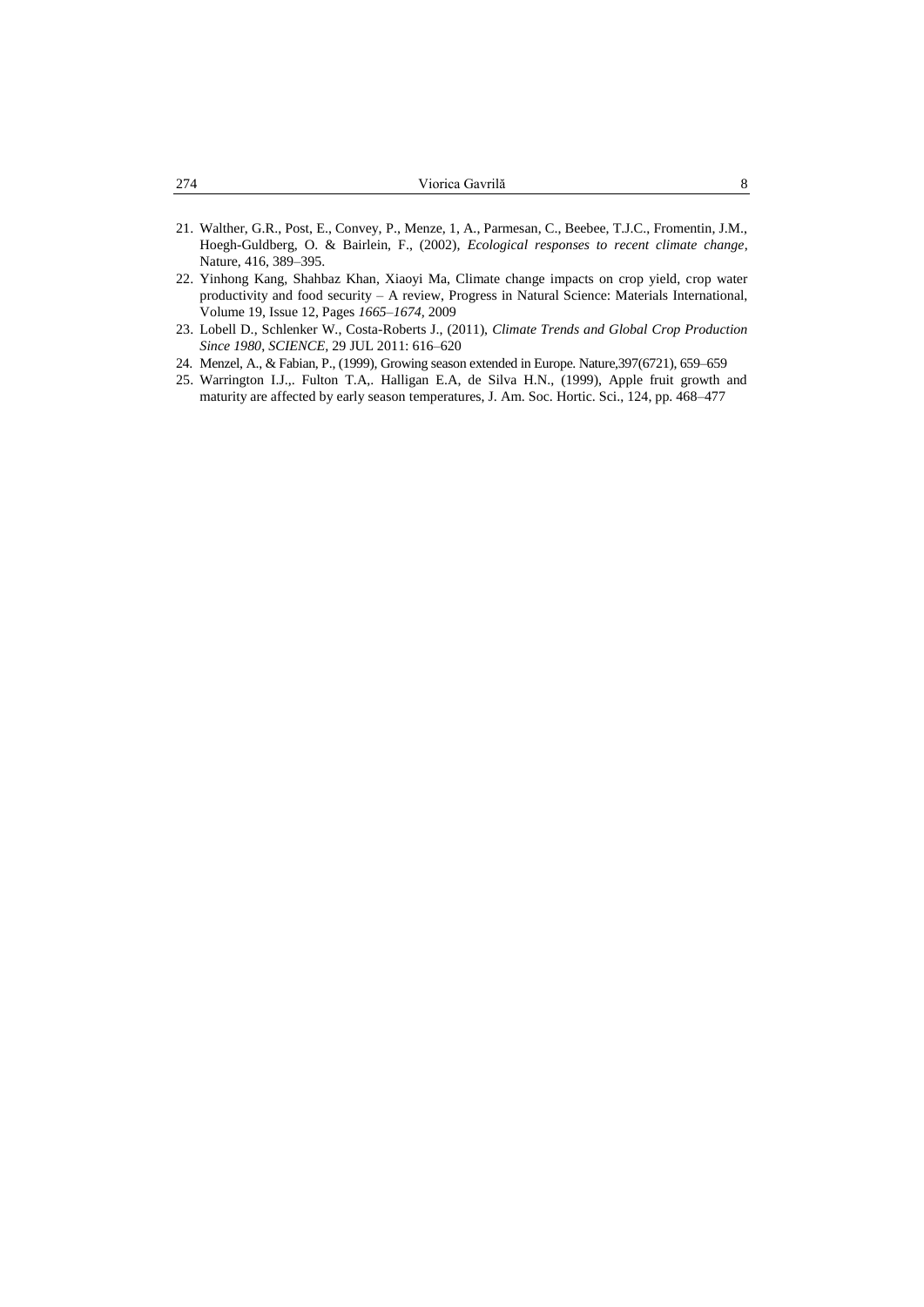21. Walther, G.R., Post, E., Convey, P., Menze, 1, A., Parmesan, C., Beebee, T.J.C., Fromentin, J.M., Hoegh-Guldberg, O. & Bairlein, F., (2002), *Ecological responses to recent climate change*, Nature, 416, 389–395.
22. Yinhong Kang, Shahbaz Khan, Xiaoyi Ma, Climate change impacts on crop yield, crop water productivity and food security – A review, Progress in Natural Science: Materials International, Volume 19, Issue 12, Pages *1665–1674*, 2009
23. Lobell D., Schlenker W., Costa-Roberts J., (2011), *Climate Trends and Global Crop Production Since 1980*, *SCIENCE*, 29 JUL 2011: 616–620
24. Menzel, A., & Fabian, P., (1999), Growing season extended in Europe. Nature,397(6721), 659–659
25. Warrington I.J.,. Fulton T.A,. Halligan E.A, de Silva H.N., (1999), Apple fruit growth and maturity are affected by early season temperatures, J. Am. Soc. Hortic. Sci., 124, pp. 468–477